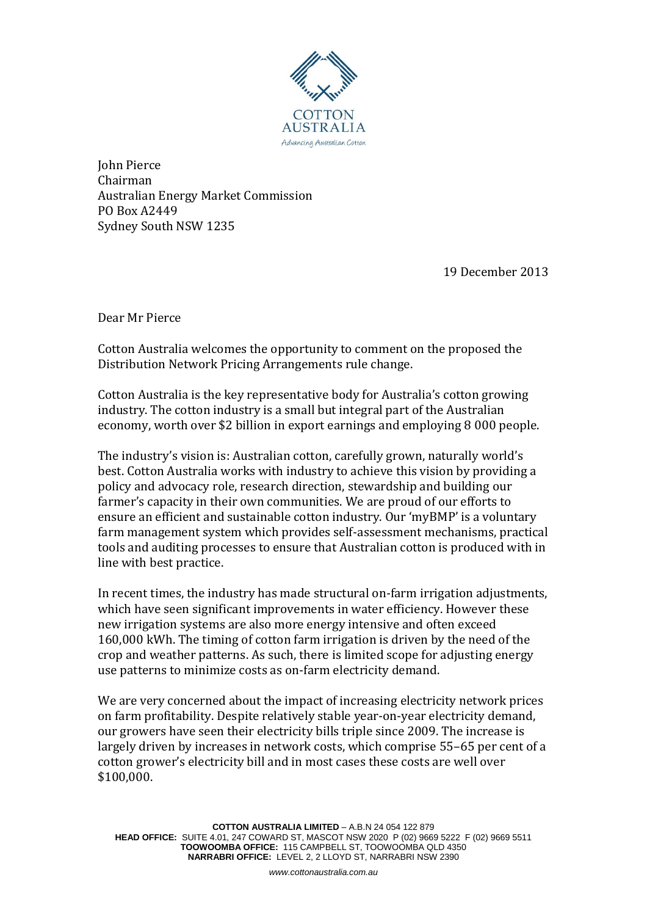COTTON AUSTRALIA

*Advancing Australian Cotton*

John Pierce
Chairman
Australian Energy Market Commission
PO Box A2449
Sydney South NSW 1235

19 December 2013

Dear Mr Pierce

Cotton Australia welcomes the opportunity to comment on the proposed the Distribution Network Pricing Arrangements rule change.

Cotton Australia is the key representative body for Australia's cotton growing industry. The cotton industry is a small but integral part of the Australian economy, worth over $2 billion in export earnings and employing 8 000 people.

The industry's vision is: Australian cotton, carefully grown, naturally world's best. Cotton Australia works with industry to achieve this vision by providing a policy and advocacy role, research direction, stewardship and building our farmer's capacity in their own communities. We are proud of our efforts to ensure an efficient and sustainable cotton industry. Our 'myBMP' is a voluntary farm management system which provides self-assessment mechanisms, practical tools and auditing processes to ensure that Australian cotton is produced with in line with best practice.

In recent times, the industry has made structural on-farm irrigation adjustments, which have seen significant improvements in water efficiency. However these new irrigation systems are also more energy intensive and often exceed 160,000 kWh. The timing of cotton farm irrigation is driven by the need of the crop and weather patterns. As such, there is limited scope for adjusting energy use patterns to minimize costs as on-farm electricity demand.

We are very concerned about the impact of increasing electricity network prices on farm profitability. Despite relatively stable year-on-year electricity demand, our growers have seen their electricity bills triple since 2009. The increase is largely driven by increases in network costs, which comprise 55–65 per cent of a cotton grower's electricity bill and in most cases these costs are well over $100,000.

**COTTON AUSTRALIA LIMITED** – A.B.N 24 054 122 879
**HEAD OFFICE:** SUITE 4.01, 247 COWARD ST, MASCOT NSW 2020 P (02) 9669 5222 F (02) 9669 5511
**TOOWOOMBA OFFICE:** 115 CAMPBELL ST, TOOWOOMBA QLD 4350
**NARRABRI OFFICE:** LEVEL 2, 2 LLOYD ST, NARRABRI NSW 2390

www.cottonaustralia.com.au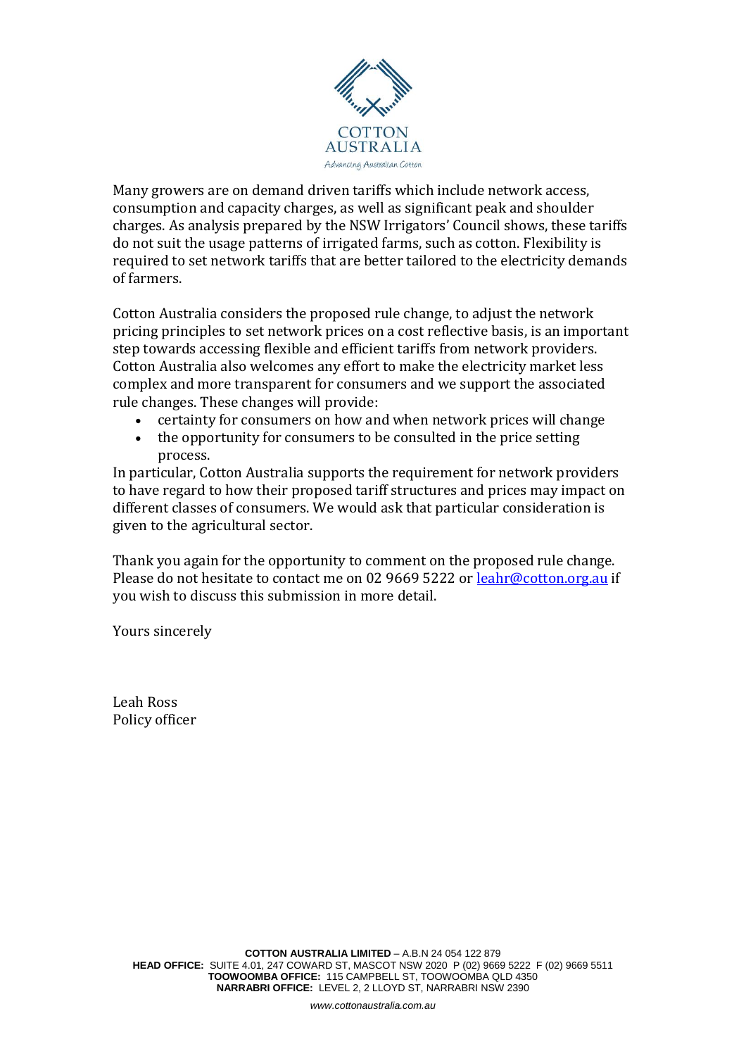Many growers are on demand driven tariffs which include network access, consumption and capacity charges, as well as significant peak and shoulder charges. As analysis prepared by the NSW Irrigators' Council shows, these tariffs do not suit the usage patterns of irrigated farms, such as cotton. Flexibility is required to set network tariffs that are better tailored to the electricity demands of farmers.

Cotton Australia considers the proposed rule change, to adjust the network pricing principles to set network prices on a cost reflective basis, is an important step towards accessing flexible and efficient tariffs from network providers. Cotton Australia also welcomes any effort to make the electricity market less complex and more transparent for consumers and we support the associated rule changes. These changes will provide:

- certainty for consumers on how and when network prices will change
- the opportunity for consumers to be consulted in the price setting process.

In particular, Cotton Australia supports the requirement for network providers to have regard to how their proposed tariff structures and prices may impact on different classes of consumers. We would ask that particular consideration is given to the agricultural sector.

Thank you again for the opportunity to comment on the proposed rule change. Please do not hesitate to contact me on 02 9669 5222 or leahr@cotton.org.au if you wish to discuss this submission in more detail.

Yours sincerely

Leah Ross
Policy officer

**COTTON AUSTRALIA LIMITED** – A.B.N 24 054 122 879
**HEAD OFFICE:** SUITE 4.01, 247 COWARD ST, MASCOT NSW 2020 P (02) 9669 5222 F (02) 9669 5511
**TOOWOOMBA OFFICE:** 115 CAMPBELL ST, TOOWOOMBA QLD 4350
**NARRABRI OFFICE:** LEVEL 2, 2 LLOYD ST, NARRABRI NSW 2390

*www.cottonaustralia.com.au*